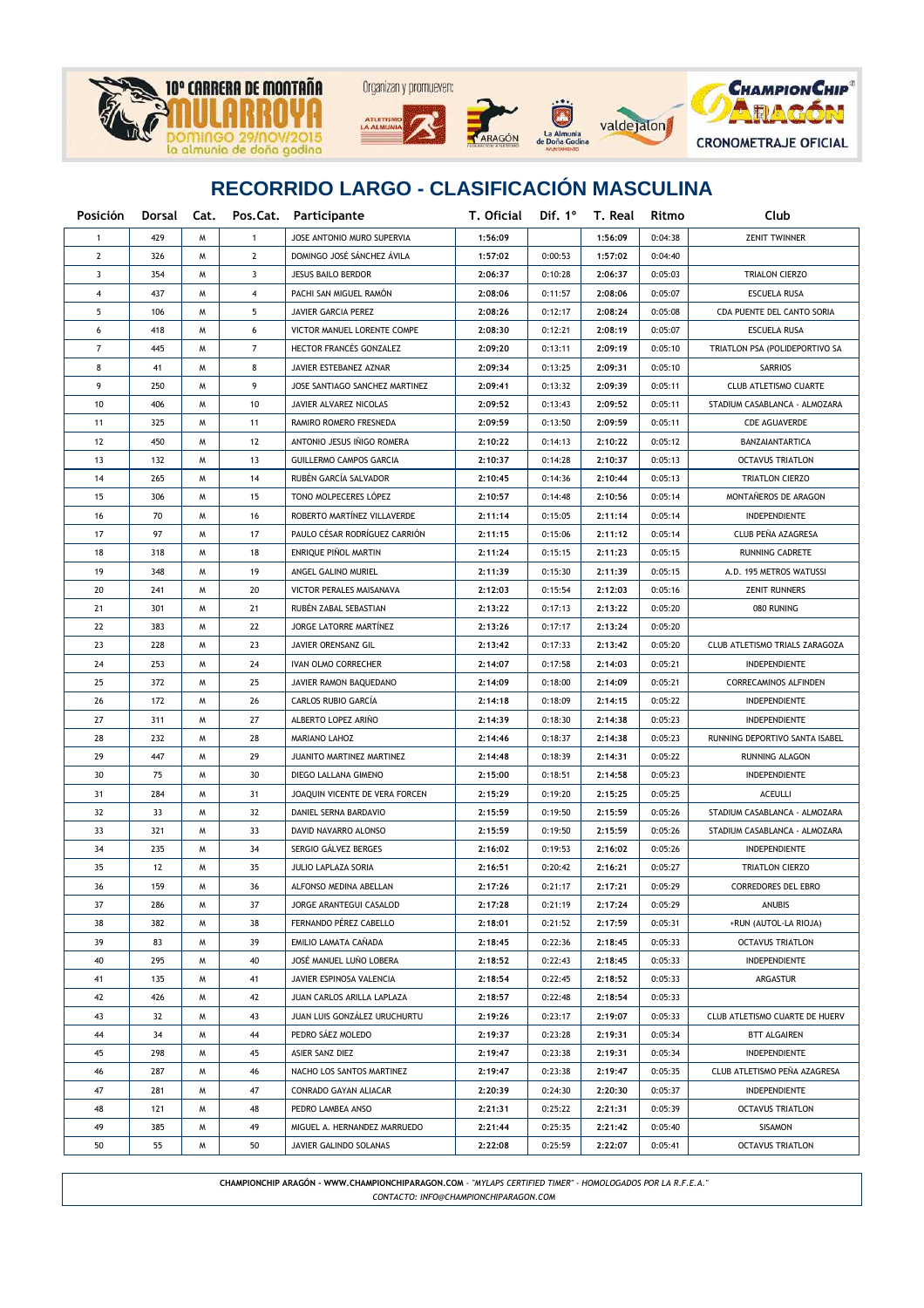10º CARRERA DE MONTAÑA MULARROYA
DOMINGO 29/NOV/2015
la almunia de doña godina

Organizan y promueven:

CHAMPIONCHIP ARAGÓN
CRONOMETRAJE OFICIAL

# RECORRIDO LARGO - CLASIFICACIÓN MASCULINA

| Posición | Dorsal | Cat. | Pos.Cat. | Participante | T. Oficial | Dif. 1º | T. Real | Ritmo | Club |
|---|---|---|---|---|---|---|---|---|---|
| 1 | 429 | M | 1 | JOSE ANTONIO MURO SUPERVIA | 1:56:09 | | 1:56:09 | 0:04:38 | ZENIT TWINNER |
| 2 | 326 | M | 2 | DOMINGO JOSÉ SÁNCHEZ ÁVILA | 1:57:02 | 0:00:53 | 1:57:02 | 0:04:40 | |
| 3 | 354 | M | 3 | JESUS BAILO BERDOR | 2:06:37 | 0:10:28 | 2:06:37 | 0:05:03 | TRIALON CIERZO |
| 4 | 437 | M | 4 | PACHI SAN MIGUEL RAMÓN | 2:08:06 | 0:11:57 | 2:08:06 | 0:05:07 | ESCUELA RUSA |
| 5 | 106 | M | 5 | JAVIER GARCIA PEREZ | 2:08:26 | 0:12:17 | 2:08:24 | 0:05:08 | CDA PUENTE DEL CANTO SORIA |
| 6 | 418 | M | 6 | VICTOR MANUEL LORENTE COMPE | 2:08:30 | 0:12:21 | 2:08:19 | 0:05:07 | ESCUELA RUSA |
| 7 | 445 | M | 7 | HECTOR FRANCÉS GONZALEZ | 2:09:20 | 0:13:11 | 2:09:19 | 0:05:10 | TRIATLON PSA (POLIDEPORTIVO SA |
| 8 | 41 | M | 8 | JAVIER ESTEBANEZ AZNAR | 2:09:34 | 0:13:25 | 2:09:31 | 0:05:10 | SARRIOS |
| 9 | 250 | M | 9 | JOSE SANTIAGO SANCHEZ MARTINEZ | 2:09:41 | 0:13:32 | 2:09:39 | 0:05:11 | CLUB ATLETISMO CUARTE |
| 10 | 406 | M | 10 | JAVIER ALVAREZ NICOLAS | 2:09:52 | 0:13:43 | 2:09:52 | 0:05:11 | STADIUM CASABLANCA - ALMOZARA |
| 11 | 325 | M | 11 | RAMIRO ROMERO FRESNEDA | 2:09:59 | 0:13:50 | 2:09:59 | 0:05:11 | CDE AGUAVERDE |
| 12 | 450 | M | 12 | ANTONIO JESUS IÑIGO ROMERA | 2:10:22 | 0:14:13 | 2:10:22 | 0:05:12 | BANZAIANTARTICA |
| 13 | 132 | M | 13 | GUILLERMO CAMPOS GARCIA | 2:10:37 | 0:14:28 | 2:10:37 | 0:05:13 | OCTAVUS TRIATLON |
| 14 | 265 | M | 14 | RUBÉN GARCÍA SALVADOR | 2:10:45 | 0:14:36 | 2:10:44 | 0:05:13 | TRIATLON CIERZO |
| 15 | 306 | M | 15 | TONO MOLPECERES LÓPEZ | 2:10:57 | 0:14:48 | 2:10:56 | 0:05:14 | MONTAÑEROS DE ARAGON |
| 16 | 70 | M | 16 | ROBERTO MARTÍNEZ VILLAVERDE | 2:11:14 | 0:15:05 | 2:11:14 | 0:05:14 | INDEPENDIENTE |
| 17 | 97 | M | 17 | PAULO CÉSAR RODRÍGUEZ CARRIÓN | 2:11:15 | 0:15:06 | 2:11:12 | 0:05:14 | CLUB PEÑA AZAGRESA |
| 18 | 318 | M | 18 | ENRIQUE PIÑOL MARTIN | 2:11:24 | 0:15:15 | 2:11:23 | 0:05:15 | RUNNING CADRETE |
| 19 | 348 | M | 19 | ANGEL GALINO MURIEL | 2:11:39 | 0:15:30 | 2:11:39 | 0:05:15 | A.D. 195 METROS WATUSSI |
| 20 | 241 | M | 20 | VICTOR PERALES MAISANAVA | 2:12:03 | 0:15:54 | 2:12:03 | 0:05:16 | ZENIT RUNNERS |
| 21 | 301 | M | 21 | RUBÉN ZABAL SEBASTIAN | 2:13:22 | 0:17:13 | 2:13:22 | 0:05:20 | 080 RUNING |
| 22 | 383 | M | 22 | JORGE LATORRE MARTÍNEZ | 2:13:26 | 0:17:17 | 2:13:24 | 0:05:20 | |
| 23 | 228 | M | 23 | JAVIER ORENSANZ GIL | 2:13:42 | 0:17:33 | 2:13:42 | 0:05:20 | CLUB ATLETISMO TRIALS ZARAGOZA |
| 24 | 253 | M | 24 | IVAN OLMO CORRECHER | 2:14:07 | 0:17:58 | 2:14:03 | 0:05:21 | INDEPENDIENTE |
| 25 | 372 | M | 25 | JAVIER RAMON BAQUEDANO | 2:14:09 | 0:18:00 | 2:14:09 | 0:05:21 | CORRECAMINOS ALFINDEN |
| 26 | 172 | M | 26 | CARLOS RUBIO GARCÍA | 2:14:18 | 0:18:09 | 2:14:15 | 0:05:22 | INDEPENDIENTE |
| 27 | 311 | M | 27 | ALBERTO LOPEZ ARIÑO | 2:14:39 | 0:18:30 | 2:14:38 | 0:05:23 | INDEPENDIENTE |
| 28 | 232 | M | 28 | MARIANO LAHOZ | 2:14:46 | 0:18:37 | 2:14:38 | 0:05:23 | RUNNING DEPORTIVO SANTA ISABEL |
| 29 | 447 | M | 29 | JUANITO MARTINEZ MARTINEZ | 2:14:48 | 0:18:39 | 2:14:31 | 0:05:22 | RUNNING ALAGON |
| 30 | 75 | M | 30 | DIEGO LALLANA GIMENO | 2:15:00 | 0:18:51 | 2:14:58 | 0:05:23 | INDEPENDIENTE |
| 31 | 284 | M | 31 | JOAQUIN VICENTE DE VERA FORCEN | 2:15:29 | 0:19:20 | 2:15:25 | 0:05:25 | ACEULLI |
| 32 | 33 | M | 32 | DANIEL SERNA BARDAVIO | 2:15:59 | 0:19:50 | 2:15:59 | 0:05:26 | STADIUM CASABLANCA - ALMOZARA |
| 33 | 321 | M | 33 | DAVID NAVARRO ALONSO | 2:15:59 | 0:19:50 | 2:15:59 | 0:05:26 | STADIUM CASABLANCA - ALMOZARA |
| 34 | 235 | M | 34 | SERGIO GÁLVEZ BERGES | 2:16:02 | 0:19:53 | 2:16:02 | 0:05:26 | INDEPENDIENTE |
| 35 | 12 | M | 35 | JULIO LAPLAZA SORIA | 2:16:51 | 0:20:42 | 2:16:21 | 0:05:27 | TRIATLON CIERZO |
| 36 | 159 | M | 36 | ALFONSO MEDINA ABELLAN | 2:17:26 | 0:21:17 | 2:17:21 | 0:05:29 | CORREDORES DEL EBRO |
| 37 | 286 | M | 37 | JORGE ARANTEGUI CASALOD | 2:17:28 | 0:21:19 | 2:17:24 | 0:05:29 | ANUBIS |
| 38 | 382 | M | 38 | FERNANDO PÉREZ CABELLO | 2:18:01 | 0:21:52 | 2:17:59 | 0:05:31 | +RUN (AUTOL-LA RIOJA) |
| 39 | 83 | M | 39 | EMILIO LAMATA CAÑADA | 2:18:45 | 0:22:36 | 2:18:45 | 0:05:33 | OCTAVUS TRIATLON |
| 40 | 295 | M | 40 | JOSÉ MANUEL LUÑO LOBERA | 2:18:52 | 0:22:43 | 2:18:45 | 0:05:33 | INDEPENDIENTE |
| 41 | 135 | M | 41 | JAVIER ESPINOSA VALENCIA | 2:18:54 | 0:22:45 | 2:18:52 | 0:05:33 | ARGASTUR |
| 42 | 426 | M | 42 | JUAN CARLOS ARILLA LAPLAZA | 2:18:57 | 0:22:48 | 2:18:54 | 0:05:33 | |
| 43 | 32 | M | 43 | JUAN LUIS GONZÁLEZ URUCHURTU | 2:19:26 | 0:23:17 | 2:19:07 | 0:05:33 | CLUB ATLETISMO CUARTE DE HUERV |
| 44 | 34 | M | 44 | PEDRO SÁEZ MOLEDO | 2:19:37 | 0:23:28 | 2:19:31 | 0:05:34 | BTT ALGAIREN |
| 45 | 298 | M | 45 | ASIER SANZ DIEZ | 2:19:47 | 0:23:38 | 2:19:31 | 0:05:34 | INDEPENDIENTE |
| 46 | 287 | M | 46 | NACHO LOS SANTOS MARTINEZ | 2:19:47 | 0:23:38 | 2:19:47 | 0:05:35 | CLUB ATLETISMO PEÑA AZAGRESA |
| 47 | 281 | M | 47 | CONRADO GAYAN ALIACAR | 2:20:39 | 0:24:30 | 2:20:30 | 0:05:37 | INDEPENDIENTE |
| 48 | 121 | M | 48 | PEDRO LAMBEA ANSO | 2:21:31 | 0:25:22 | 2:21:31 | 0:05:39 | OCTAVUS TRIATLON |
| 49 | 385 | M | 49 | MIGUEL A. HERNANDEZ MARRUEDO | 2:21:44 | 0:25:35 | 2:21:42 | 0:05:40 | SISAMON |
| 50 | 55 | M | 50 | JAVIER GALINDO SOLANAS | 2:22:08 | 0:25:59 | 2:22:07 | 0:05:41 | OCTAVUS TRIATLON |

**CHAMPIONCHIP ARAGÓN - WWW.CHAMPIONCHIPARAGON.COM** - *"MYLAPS CERTIFIED TIMER" - HOMOLOGADOS POR LA R.F.E.A."*
*CONTACTO: INFO@CHAMPIONCHIPARAGON.COM*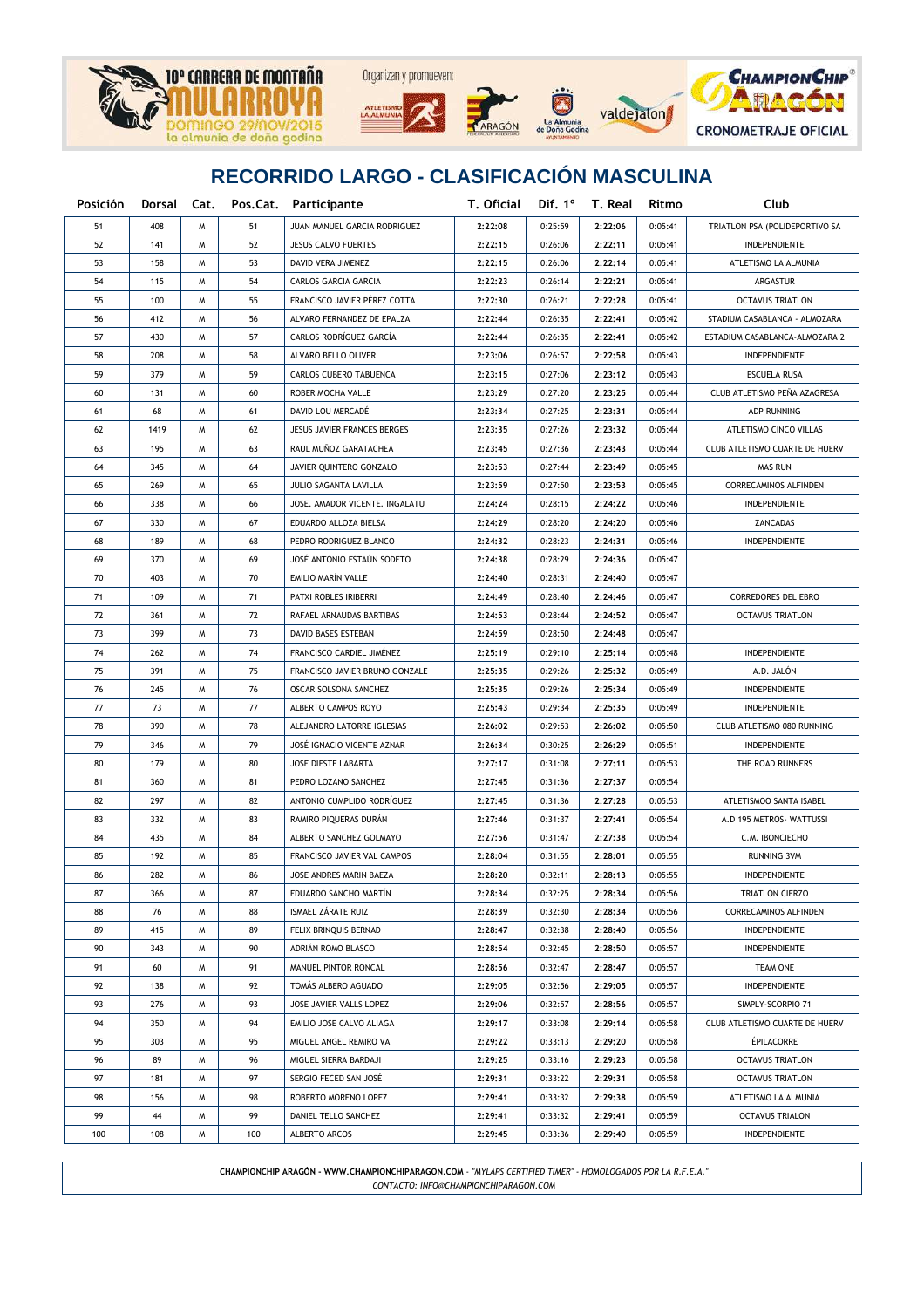## RECORRIDO LARGO - CLASIFICACIÓN MASCULINA

| Posición | Dorsal | Cat. | Pos.Cat. | Participante | T. Oficial | Dif. 1º | T. Real | Ritmo | Club |
|---|---|---|---|---|---|---|---|---|---|
| 51 | 408 | M | 51 | JUAN MANUEL GARCIA RODRIGUEZ | 2:22:08 | 0:25:59 | 2:22:06 | 0:05:41 | TRIATLON PSA (POLIDEPORTIVO SA |
| 52 | 141 | M | 52 | JESUS CALVO FUERTES | 2:22:15 | 0:26:06 | 2:22:11 | 0:05:41 | INDEPENDIENTE |
| 53 | 158 | M | 53 | DAVID VERA JIMENEZ | 2:22:15 | 0:26:06 | 2:22:14 | 0:05:41 | ATLETISMO LA ALMUNIA |
| 54 | 115 | M | 54 | CARLOS GARCIA GARCIA | 2:22:23 | 0:26:14 | 2:22:21 | 0:05:41 | ARGASTUR |
| 55 | 100 | M | 55 | FRANCISCO JAVIER PÉREZ COTTA | 2:22:30 | 0:26:21 | 2:22:28 | 0:05:41 | OCTAVUS TRIATLON |
| 56 | 412 | M | 56 | ALVARO FERNANDEZ DE EPALZA | 2:22:44 | 0:26:35 | 2:22:41 | 0:05:42 | STADIUM CASABLANCA - ALMOZARA |
| 57 | 430 | M | 57 | CARLOS RODRÍGUEZ GARCÍA | 2:22:44 | 0:26:35 | 2:22:41 | 0:05:42 | ESTADIUM CASABLANCA-ALMOZARA 2 |
| 58 | 208 | M | 58 | ALVARO BELLO OLIVER | 2:23:06 | 0:26:57 | 2:22:58 | 0:05:43 | INDEPENDIENTE |
| 59 | 379 | M | 59 | CARLOS CUBERO TABUENCA | 2:23:15 | 0:27:06 | 2:23:12 | 0:05:43 | ESCUELA RUSA |
| 60 | 131 | M | 60 | ROBER MOCHA VALLE | 2:23:29 | 0:27:20 | 2:23:25 | 0:05:44 | CLUB ATLETISMO PEÑA AZAGRESA |
| 61 | 68 | M | 61 | DAVID LOU MERCADÉ | 2:23:34 | 0:27:25 | 2:23:31 | 0:05:44 | ADP RUNNING |
| 62 | 1419 | M | 62 | JESUS JAVIER FRANCES BERGES | 2:23:35 | 0:27:26 | 2:23:32 | 0:05:44 | ATLETISMO CINCO VILLAS |
| 63 | 195 | M | 63 | RAUL MUÑOZ GARATACHEA | 2:23:45 | 0:27:36 | 2:23:43 | 0:05:44 | CLUB ATLETISMO CUARTE DE HUERV |
| 64 | 345 | M | 64 | JAVIER QUINTERO GONZALO | 2:23:53 | 0:27:44 | 2:23:49 | 0:05:45 | MAS RUN |
| 65 | 269 | M | 65 | JULIO SAGANTA LAVILLA | 2:23:59 | 0:27:50 | 2:23:53 | 0:05:45 | CORRECAMINOS ALFINDEN |
| 66 | 338 | M | 66 | JOSE. AMADOR VICENTE. INGALATU | 2:24:24 | 0:28:15 | 2:24:22 | 0:05:46 | INDEPENDIENTE |
| 67 | 330 | M | 67 | EDUARDO ALLOZA BIELSA | 2:24:29 | 0:28:20 | 2:24:20 | 0:05:46 | ZANCADAS |
| 68 | 189 | M | 68 | PEDRO RODRIGUEZ BLANCO | 2:24:32 | 0:28:23 | 2:24:31 | 0:05:46 | INDEPENDIENTE |
| 69 | 370 | M | 69 | JOSÉ ANTONIO ESTAÚN SODETO | 2:24:38 | 0:28:29 | 2:24:36 | 0:05:47 | |
| 70 | 403 | M | 70 | EMILIO MARÍN VALLE | 2:24:40 | 0:28:31 | 2:24:40 | 0:05:47 | |
| 71 | 109 | M | 71 | PATXI ROBLES IRIBERRI | 2:24:49 | 0:28:40 | 2:24:46 | 0:05:47 | CORREDORES DEL EBRO |
| 72 | 361 | M | 72 | RAFAEL ARNAUDAS BARTIBAS | 2:24:53 | 0:28:44 | 2:24:52 | 0:05:47 | OCTAVUS TRIATLON |
| 73 | 399 | M | 73 | DAVID BASES ESTEBAN | 2:24:59 | 0:28:50 | 2:24:48 | 0:05:47 | |
| 74 | 262 | M | 74 | FRANCISCO CARDIEL JIMÉNEZ | 2:25:19 | 0:29:10 | 2:25:14 | 0:05:48 | INDEPENDIENTE |
| 75 | 391 | M | 75 | FRANCISCO JAVIER BRUNO GONZALE | 2:25:35 | 0:29:26 | 2:25:32 | 0:05:49 | A.D. JALÓN |
| 76 | 245 | M | 76 | OSCAR SOLSONA SANCHEZ | 2:25:35 | 0:29:26 | 2:25:34 | 0:05:49 | INDEPENDIENTE |
| 77 | 73 | M | 77 | ALBERTO CAMPOS ROYO | 2:25:43 | 0:29:34 | 2:25:35 | 0:05:49 | INDEPENDIENTE |
| 78 | 390 | M | 78 | ALEJANDRO LATORRE IGLESIAS | 2:26:02 | 0:29:53 | 2:26:02 | 0:05:50 | CLUB ATLETISMO 080 RUNNING |
| 79 | 346 | M | 79 | JOSÉ IGNACIO VICENTE AZNAR | 2:26:34 | 0:30:25 | 2:26:29 | 0:05:51 | INDEPENDIENTE |
| 80 | 179 | M | 80 | JOSE DIESTE LABARTA | 2:27:17 | 0:31:08 | 2:27:11 | 0:05:53 | THE ROAD RUNNERS |
| 81 | 360 | M | 81 | PEDRO LOZANO SANCHEZ | 2:27:45 | 0:31:36 | 2:27:37 | 0:05:54 | |
| 82 | 297 | M | 82 | ANTONIO CUMPLIDO RODRÍGUEZ | 2:27:45 | 0:31:36 | 2:27:28 | 0:05:53 | ATLETISMOO SANTA ISABEL |
| 83 | 332 | M | 83 | RAMIRO PIQUERAS DURÁN | 2:27:46 | 0:31:37 | 2:27:41 | 0:05:54 | A.D 195 METROS- WATTUSSI |
| 84 | 435 | M | 84 | ALBERTO SANCHEZ GOLMAYO | 2:27:56 | 0:31:47 | 2:27:38 | 0:05:54 | C.M. IBONCIECHO |
| 85 | 192 | M | 85 | FRANCISCO JAVIER VAL CAMPOS | 2:28:04 | 0:31:55 | 2:28:01 | 0:05:55 | RUNNING 3VM |
| 86 | 282 | M | 86 | JOSE ANDRES MARIN BAEZA | 2:28:20 | 0:32:11 | 2:28:13 | 0:05:55 | INDEPENDIENTE |
| 87 | 366 | M | 87 | EDUARDO SANCHO MARTÍN | 2:28:34 | 0:32:25 | 2:28:34 | 0:05:56 | TRIATLON CIERZO |
| 88 | 76 | M | 88 | ISMAEL ZÁRATE RUIZ | 2:28:39 | 0:32:30 | 2:28:34 | 0:05:56 | CORRECAMINOS ALFINDEN |
| 89 | 415 | M | 89 | FELIX BRINQUIS BERNAD | 2:28:47 | 0:32:38 | 2:28:40 | 0:05:56 | INDEPENDIENTE |
| 90 | 343 | M | 90 | ADRIÁN ROMO BLASCO | 2:28:54 | 0:32:45 | 2:28:50 | 0:05:57 | INDEPENDIENTE |
| 91 | 60 | M | 91 | MANUEL PINTOR RONCAL | 2:28:56 | 0:32:47 | 2:28:47 | 0:05:57 | TEAM ONE |
| 92 | 138 | M | 92 | TOMÁS ALBERO AGUADO | 2:29:05 | 0:32:56 | 2:29:05 | 0:05:57 | INDEPENDIENTE |
| 93 | 276 | M | 93 | JOSE JAVIER VALLS LOPEZ | 2:29:06 | 0:32:57 | 2:28:56 | 0:05:57 | SIMPLY-SCORPIO 71 |
| 94 | 350 | M | 94 | EMILIO JOSE CALVO ALIAGA | 2:29:17 | 0:33:08 | 2:29:14 | 0:05:58 | CLUB ATLETISMO CUARTE DE HUERV |
| 95 | 303 | M | 95 | MIGUEL ANGEL REMIRO VA | 2:29:22 | 0:33:13 | 2:29:20 | 0:05:58 | ÉPILACORRE |
| 96 | 89 | M | 96 | MIGUEL SIERRA BARDAJI | 2:29:25 | 0:33:16 | 2:29:23 | 0:05:58 | OCTAVUS TRIATLON |
| 97 | 181 | M | 97 | SERGIO FECED SAN JOSÉ | 2:29:31 | 0:33:22 | 2:29:31 | 0:05:58 | OCTAVUS TRIATLON |
| 98 | 156 | M | 98 | ROBERTO MORENO LOPEZ | 2:29:41 | 0:33:32 | 2:29:38 | 0:05:59 | ATLETISMO LA ALMUNIA |
| 99 | 44 | M | 99 | DANIEL TELLO SANCHEZ | 2:29:41 | 0:33:32 | 2:29:41 | 0:05:59 | OCTAVUS TRIALON |
| 100 | 108 | M | 100 | ALBERTO ARCOS | 2:29:45 | 0:33:36 | 2:29:40 | 0:05:59 | INDEPENDIENTE |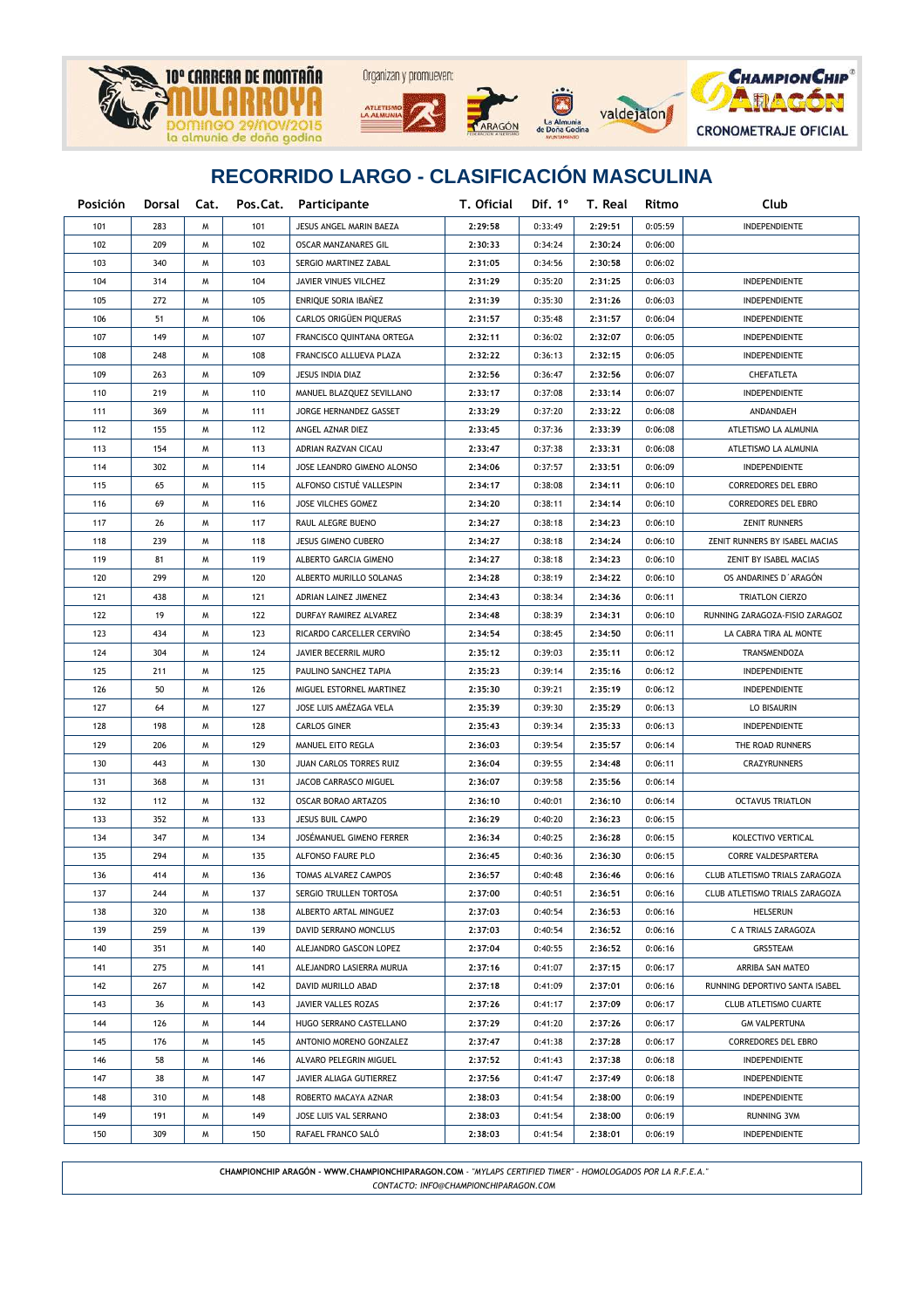## RECORRIDO LARGO - CLASIFICACIÓN MASCULINA

| Posición | Dorsal | Cat. | Pos.Cat. | Participante | T. Oficial | Dif. 1º | T. Real | Ritmo | Club |
|---|---|---|---|---|---|---|---|---|---|
| 101 | 283 | M | 101 | JESUS ANGEL MARIN BAEZA | 2:29:58 | 0:33:49 | 2:29:51 | 0:05:59 | INDEPENDIENTE |
| 102 | 209 | M | 102 | OSCAR MANZANARES GIL | 2:30:33 | 0:34:24 | 2:30:24 | 0:06:00 | |
| 103 | 340 | M | 103 | SERGIO MARTINEZ ZABAL | 2:31:05 | 0:34:56 | 2:30:58 | 0:06:02 | |
| 104 | 314 | M | 104 | JAVIER VINUES VILCHEZ | 2:31:29 | 0:35:20 | 2:31:25 | 0:06:03 | INDEPENDIENTE |
| 105 | 272 | M | 105 | ENRIQUE SORIA IBAÑEZ | 2:31:39 | 0:35:30 | 2:31:26 | 0:06:03 | INDEPENDIENTE |
| 106 | 51 | M | 106 | CARLOS ORIGÜEN PIQUERAS | 2:31:57 | 0:35:48 | 2:31:57 | 0:06:04 | INDEPENDIENTE |
| 107 | 149 | M | 107 | FRANCISCO QUINTANA ORTEGA | 2:32:11 | 0:36:02 | 2:32:07 | 0:06:05 | INDEPENDIENTE |
| 108 | 248 | M | 108 | FRANCISCO ALLUEVA PLAZA | 2:32:22 | 0:36:13 | 2:32:15 | 0:06:05 | INDEPENDIENTE |
| 109 | 263 | M | 109 | JESUS INDIA DIAZ | 2:32:56 | 0:36:47 | 2:32:56 | 0:06:07 | CHEFATLETA |
| 110 | 219 | M | 110 | MANUEL BLAZQUEZ SEVILLANO | 2:33:17 | 0:37:08 | 2:33:14 | 0:06:07 | INDEPENDIENTE |
| 111 | 369 | M | 111 | JORGE HERNANDEZ GASSET | 2:33:29 | 0:37:20 | 2:33:22 | 0:06:08 | ANDANDAEH |
| 112 | 155 | M | 112 | ANGEL AZNAR DIEZ | 2:33:45 | 0:37:36 | 2:33:39 | 0:06:08 | ATLETISMO LA ALMUNIA |
| 113 | 154 | M | 113 | ADRIAN RAZVAN CICAU | 2:33:47 | 0:37:38 | 2:33:31 | 0:06:08 | ATLETISMO LA ALMUNIA |
| 114 | 302 | M | 114 | JOSE LEANDRO GIMENO ALONSO | 2:34:06 | 0:37:57 | 2:33:51 | 0:06:09 | INDEPENDIENTE |
| 115 | 65 | M | 115 | ALFONSO CISTUÉ VALLESPIN | 2:34:17 | 0:38:08 | 2:34:11 | 0:06:10 | CORREDORES DEL EBRO |
| 116 | 69 | M | 116 | JOSE VILCHES GOMEZ | 2:34:20 | 0:38:11 | 2:34:14 | 0:06:10 | CORREDORES DEL EBRO |
| 117 | 26 | M | 117 | RAUL ALEGRE BUENO | 2:34:27 | 0:38:18 | 2:34:23 | 0:06:10 | ZENIT RUNNERS |
| 118 | 239 | M | 118 | JESUS GIMENO CUBERO | 2:34:27 | 0:38:18 | 2:34:24 | 0:06:10 | ZENIT RUNNERS BY ISABEL MACIAS |
| 119 | 81 | M | 119 | ALBERTO GARCIA GIMENO | 2:34:27 | 0:38:18 | 2:34:23 | 0:06:10 | ZENIT BY ISABEL MACIAS |
| 120 | 299 | M | 120 | ALBERTO MURILLO SOLANAS | 2:34:28 | 0:38:19 | 2:34:22 | 0:06:10 | OS ANDARINES D´ARAGÓN |
| 121 | 438 | M | 121 | ADRIAN LAINEZ JIMENEZ | 2:34:43 | 0:38:34 | 2:34:36 | 0:06:11 | TRIATLON CIERZO |
| 122 | 19 | M | 122 | DURFAY RAMIREZ ALVAREZ | 2:34:48 | 0:38:39 | 2:34:31 | 0:06:10 | RUNNING ZARAGOZA-FISIO ZARAGOZ |
| 123 | 434 | M | 123 | RICARDO CARCELLER CERVIÑO | 2:34:54 | 0:38:45 | 2:34:50 | 0:06:11 | LA CABRA TIRA AL MONTE |
| 124 | 304 | M | 124 | JAVIER BECERRIL MURO | 2:35:12 | 0:39:03 | 2:35:11 | 0:06:12 | TRANSMENDOZA |
| 125 | 211 | M | 125 | PAULINO SANCHEZ TAPIA | 2:35:23 | 0:39:14 | 2:35:16 | 0:06:12 | INDEPENDIENTE |
| 126 | 50 | M | 126 | MIGUEL ESTORNEL MARTINEZ | 2:35:30 | 0:39:21 | 2:35:19 | 0:06:12 | INDEPENDIENTE |
| 127 | 64 | M | 127 | JOSE LUIS AMÉZAGA VELA | 2:35:39 | 0:39:30 | 2:35:29 | 0:06:13 | LO BISAURIN |
| 128 | 198 | M | 128 | CARLOS GINER | 2:35:43 | 0:39:34 | 2:35:33 | 0:06:13 | INDEPENDIENTE |
| 129 | 206 | M | 129 | MANUEL EITO REGLA | 2:36:03 | 0:39:54 | 2:35:57 | 0:06:14 | THE ROAD RUNNERS |
| 130 | 443 | M | 130 | JUAN CARLOS TORRES RUIZ | 2:36:04 | 0:39:55 | 2:34:48 | 0:06:11 | CRAZYRUNNERS |
| 131 | 368 | M | 131 | JACOB CARRASCO MIGUEL | 2:36:07 | 0:39:58 | 2:35:56 | 0:06:14 | |
| 132 | 112 | M | 132 | OSCAR BORAO ARTAZOS | 2:36:10 | 0:40:01 | 2:36:10 | 0:06:14 | OCTAVUS TRIATLON |
| 133 | 352 | M | 133 | JESUS BUIL CAMPO | 2:36:29 | 0:40:20 | 2:36:23 | 0:06:15 | |
| 134 | 347 | M | 134 | JOSÉMANUEL GIMENO FERRER | 2:36:34 | 0:40:25 | 2:36:28 | 0:06:15 | KOLECTIVO VERTICAL |
| 135 | 294 | M | 135 | ALFONSO FAURE PLO | 2:36:45 | 0:40:36 | 2:36:30 | 0:06:15 | CORRE VALDESPARTERA |
| 136 | 414 | M | 136 | TOMAS ALVAREZ CAMPOS | 2:36:57 | 0:40:48 | 2:36:46 | 0:06:16 | CLUB ATLETISMO TRIALS ZARAGOZA |
| 137 | 244 | M | 137 | SERGIO TRULLEN TORTOSA | 2:37:00 | 0:40:51 | 2:36:51 | 0:06:16 | CLUB ATLETISMO TRIALS ZARAGOZA |
| 138 | 320 | M | 138 | ALBERTO ARTAL MINGUEZ | 2:37:03 | 0:40:54 | 2:36:53 | 0:06:16 | HELSERUN |
| 139 | 259 | M | 139 | DAVID SERRANO MONCLUS | 2:37:03 | 0:40:54 | 2:36:52 | 0:06:16 | C A TRIALS ZARAGOZA |
| 140 | 351 | M | 140 | ALEJANDRO GASCON LOPEZ | 2:37:04 | 0:40:55 | 2:36:52 | 0:06:16 | GRS5TEAM |
| 141 | 275 | M | 141 | ALEJANDRO LASIERRA MURUA | 2:37:16 | 0:41:07 | 2:37:15 | 0:06:17 | ARRIBA SAN MATEO |
| 142 | 267 | M | 142 | DAVID MURILLO ABAD | 2:37:18 | 0:41:09 | 2:37:01 | 0:06:16 | RUNNING DEPORTIVO SANTA ISABEL |
| 143 | 36 | M | 143 | JAVIER VALLES ROZAS | 2:37:26 | 0:41:17 | 2:37:09 | 0:06:17 | CLUB ATLETISMO CUARTE |
| 144 | 126 | M | 144 | HUGO SERRANO CASTELLANO | 2:37:29 | 0:41:20 | 2:37:26 | 0:06:17 | GM VALPERTUNA |
| 145 | 176 | M | 145 | ANTONIO MORENO GONZALEZ | 2:37:47 | 0:41:38 | 2:37:28 | 0:06:17 | CORREDORES DEL EBRO |
| 146 | 58 | M | 146 | ALVARO PELEGRIN MIGUEL | 2:37:52 | 0:41:43 | 2:37:38 | 0:06:18 | INDEPENDIENTE |
| 147 | 38 | M | 147 | JAVIER ALIAGA GUTIERREZ | 2:37:56 | 0:41:47 | 2:37:49 | 0:06:18 | INDEPENDIENTE |
| 148 | 310 | M | 148 | ROBERTO MACAYA AZNAR | 2:38:03 | 0:41:54 | 2:38:00 | 0:06:19 | INDEPENDIENTE |
| 149 | 191 | M | 149 | JOSE LUIS VAL SERRANO | 2:38:03 | 0:41:54 | 2:38:00 | 0:06:19 | RUNNING 3VM |
| 150 | 309 | M | 150 | RAFAEL FRANCO SALÓ | 2:38:03 | 0:41:54 | 2:38:01 | 0:06:19 | INDEPENDIENTE |

**CHAMPIONCHIP ARAGÓN - WWW.CHAMPIONCHIPARAGON.COM** - *"MYLAPS CERTIFIED TIMER" - HOMOLOGADOS POR LA R.F.E.A."*
*CONTACTO: INFO@CHAMPIONCHIPARAGON.COM*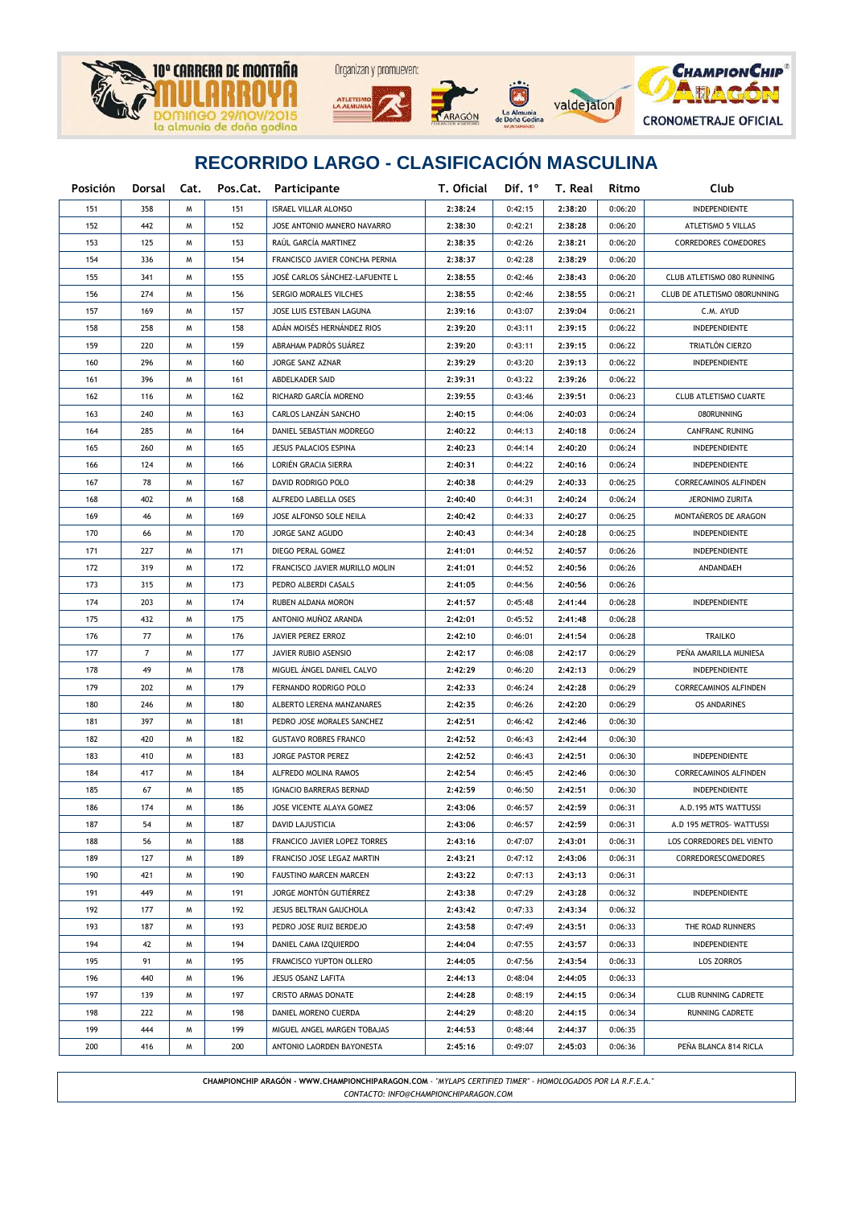## RECORRIDO LARGO - CLASIFICACIÓN MASCULINA

| Posición | Dorsal | Cat. | Pos.Cat. | Participante | T. Oficial | Dif. 1º | T. Real | Ritmo | Club |
|---|---|---|---|---|---|---|---|---|---|
| 151 | 358 | M | 151 | ISRAEL VILLAR ALONSO | 2:38:24 | 0:42:15 | 2:38:20 | 0:06:20 | INDEPENDIENTE |
| 152 | 442 | M | 152 | JOSE ANTONIO MANERO NAVARRO | 2:38:30 | 0:42:21 | 2:38:28 | 0:06:20 | ATLETISMO 5 VILLAS |
| 153 | 125 | M | 153 | RAÚL GARCÍA MARTINEZ | 2:38:35 | 0:42:26 | 2:38:21 | 0:06:20 | CORREDORES COMEDORES |
| 154 | 336 | M | 154 | FRANCISCO JAVIER CONCHA PERNIA | 2:38:37 | 0:42:28 | 2:38:29 | 0:06:20 | |
| 155 | 341 | M | 155 | JOSÉ CARLOS SÁNCHEZ-LAFUENTE L | 2:38:55 | 0:42:46 | 2:38:43 | 0:06:20 | CLUB ATLETISMO 080 RUNNING |
| 156 | 274 | M | 156 | SERGIO MORALES VILCHES | 2:38:55 | 0:42:46 | 2:38:55 | 0:06:21 | CLUB DE ATLETISMO 080RUNNING |
| 157 | 169 | M | 157 | JOSE LUIS ESTEBAN LAGUNA | 2:39:16 | 0:43:07 | 2:39:04 | 0:06:21 | C.M. AYUD |
| 158 | 258 | M | 158 | ADÁN MOISÉS HERNÁNDEZ RIOS | 2:39:20 | 0:43:11 | 2:39:15 | 0:06:22 | INDEPENDIENTE |
| 159 | 220 | M | 159 | ABRAHAM PADRÓS SUÁREZ | 2:39:20 | 0:43:11 | 2:39:15 | 0:06:22 | TRIATLÓN CIERZO |
| 160 | 296 | M | 160 | JORGE SANZ AZNAR | 2:39:29 | 0:43:20 | 2:39:13 | 0:06:22 | INDEPENDIENTE |
| 161 | 396 | M | 161 | ABDELKADER SAID | 2:39:31 | 0:43:22 | 2:39:26 | 0:06:22 | |
| 162 | 116 | M | 162 | RICHARD GARCÍA MORENO | 2:39:55 | 0:43:46 | 2:39:51 | 0:06:23 | CLUB ATLETISMO CUARTE |
| 163 | 240 | M | 163 | CARLOS LANZÁN SANCHO | 2:40:15 | 0:44:06 | 2:40:03 | 0:06:24 | 080RUNNING |
| 164 | 285 | M | 164 | DANIEL SEBASTIAN MODREGO | 2:40:22 | 0:44:13 | 2:40:18 | 0:06:24 | CANFRANC RUNING |
| 165 | 260 | M | 165 | JESUS PALACIOS ESPINA | 2:40:23 | 0:44:14 | 2:40:20 | 0:06:24 | INDEPENDIENTE |
| 166 | 124 | M | 166 | LORIÉN GRACIA SIERRA | 2:40:31 | 0:44:22 | 2:40:16 | 0:06:24 | INDEPENDIENTE |
| 167 | 78 | M | 167 | DAVID RODRIGO POLO | 2:40:38 | 0:44:29 | 2:40:33 | 0:06:25 | CORRECAMINOS ALFINDEN |
| 168 | 402 | M | 168 | ALFREDO LABELLA OSES | 2:40:40 | 0:44:31 | 2:40:24 | 0:06:24 | JERONIMO ZURITA |
| 169 | 46 | M | 169 | JOSE ALFONSO SOLE NEILA | 2:40:42 | 0:44:33 | 2:40:27 | 0:06:25 | MONTAÑEROS DE ARAGON |
| 170 | 66 | M | 170 | JORGE SANZ AGUDO | 2:40:43 | 0:44:34 | 2:40:28 | 0:06:25 | INDEPENDIENTE |
| 171 | 227 | M | 171 | DIEGO PERAL GOMEZ | 2:41:01 | 0:44:52 | 2:40:57 | 0:06:26 | INDEPENDIENTE |
| 172 | 319 | M | 172 | FRANCISCO JAVIER MURILLO MOLIN | 2:41:01 | 0:44:52 | 2:40:56 | 0:06:26 | ANDANDAEH |
| 173 | 315 | M | 173 | PEDRO ALBERDI CASALS | 2:41:05 | 0:44:56 | 2:40:56 | 0:06:26 | |
| 174 | 203 | M | 174 | RUBEN ALDANA MORON | 2:41:57 | 0:45:48 | 2:41:44 | 0:06:28 | INDEPENDIENTE |
| 175 | 432 | M | 175 | ANTONIO MUÑOZ ARANDA | 2:42:01 | 0:45:52 | 2:41:48 | 0:06:28 | |
| 176 | 77 | M | 176 | JAVIER PEREZ ERROZ | 2:42:10 | 0:46:01 | 2:41:54 | 0:06:28 | TRAILKO |
| 177 | 7 | M | 177 | JAVIER RUBIO ASENSIO | 2:42:17 | 0:46:08 | 2:42:17 | 0:06:29 | PEÑA AMARILLA MUNIESA |
| 178 | 49 | M | 178 | MIGUEL ÁNGEL DANIEL CALVO | 2:42:29 | 0:46:20 | 2:42:13 | 0:06:29 | INDEPENDIENTE |
| 179 | 202 | M | 179 | FERNANDO RODRIGO POLO | 2:42:33 | 0:46:24 | 2:42:28 | 0:06:29 | CORRECAMINOS ALFINDEN |
| 180 | 246 | M | 180 | ALBERTO LERENA MANZANARES | 2:42:35 | 0:46:26 | 2:42:20 | 0:06:29 | OS ANDARINES |
| 181 | 397 | M | 181 | PEDRO JOSE MORALES SANCHEZ | 2:42:51 | 0:46:42 | 2:42:46 | 0:06:30 | |
| 182 | 420 | M | 182 | GUSTAVO ROBRES FRANCO | 2:42:52 | 0:46:43 | 2:42:44 | 0:06:30 | |
| 183 | 410 | M | 183 | JORGE PASTOR PEREZ | 2:42:52 | 0:46:43 | 2:42:51 | 0:06:30 | INDEPENDIENTE |
| 184 | 417 | M | 184 | ALFREDO MOLINA RAMOS | 2:42:54 | 0:46:45 | 2:42:46 | 0:06:30 | CORRECAMINOS ALFINDEN |
| 185 | 67 | M | 185 | IGNACIO BARRERAS BERNAD | 2:42:59 | 0:46:50 | 2:42:51 | 0:06:30 | INDEPENDIENTE |
| 186 | 174 | M | 186 | JOSE VICENTE ALAYA GOMEZ | 2:43:06 | 0:46:57 | 2:42:59 | 0:06:31 | A.D.195 MTS WATTUSSI |
| 187 | 54 | M | 187 | DAVID LAJUSTICIA | 2:43:06 | 0:46:57 | 2:42:59 | 0:06:31 | A.D 195 METROS- WATTUSSI |
| 188 | 56 | M | 188 | FRANCICO JAVIER LOPEZ TORRES | 2:43:16 | 0:47:07 | 2:43:01 | 0:06:31 | LOS CORREDORES DEL VIENTO |
| 189 | 127 | M | 189 | FRANCISO JOSE LEGAZ MARTIN | 2:43:21 | 0:47:12 | 2:43:06 | 0:06:31 | CORREDORESCOMEDORES |
| 190 | 421 | M | 190 | FAUSTINO MARCEN MARCEN | 2:43:22 | 0:47:13 | 2:43:13 | 0:06:31 | |
| 191 | 449 | M | 191 | JORGE MONTÓN GUTIÉRREZ | 2:43:38 | 0:47:29 | 2:43:28 | 0:06:32 | INDEPENDIENTE |
| 192 | 177 | M | 192 | JESUS BELTRAN GAUCHOLA | 2:43:42 | 0:47:33 | 2:43:34 | 0:06:32 | |
| 193 | 187 | M | 193 | PEDRO JOSE RUIZ BERDEJO | 2:43:58 | 0:47:49 | 2:43:51 | 0:06:33 | THE ROAD RUNNERS |
| 194 | 42 | M | 194 | DANIEL CAMA IZQUIERDO | 2:44:04 | 0:47:55 | 2:43:57 | 0:06:33 | INDEPENDIENTE |
| 195 | 91 | M | 195 | FRAMCISCO YUPTON OLLERO | 2:44:05 | 0:47:56 | 2:43:54 | 0:06:33 | LOS ZORROS |
| 196 | 440 | M | 196 | JESUS OSANZ LAFITA | 2:44:13 | 0:48:04 | 2:44:05 | 0:06:33 | |
| 197 | 139 | M | 197 | CRISTO ARMAS DONATE | 2:44:28 | 0:48:19 | 2:44:15 | 0:06:34 | CLUB RUNNING CADRETE |
| 198 | 222 | M | 198 | DANIEL MORENO CUERDA | 2:44:29 | 0:48:20 | 2:44:15 | 0:06:34 | RUNNING CADRETE |
| 199 | 444 | M | 199 | MIGUEL ANGEL MARGEN TOBAJAS | 2:44:53 | 0:48:44 | 2:44:37 | 0:06:35 | |
| 200 | 416 | M | 200 | ANTONIO LAORDEN BAYONESTA | 2:45:16 | 0:49:07 | 2:45:03 | 0:06:36 | PEÑA BLANCA 814 RICLA |

**CHAMPIONCHIP ARAGÓN - WWW.CHAMPIONCHIPARAGON.COM** - *"MYLAPS CERTIFIED TIMER" - HOMOLOGADOS POR LA R.F.E.A."*
*CONTACTO: INFO@CHAMPIONCHIPARAGON.COM*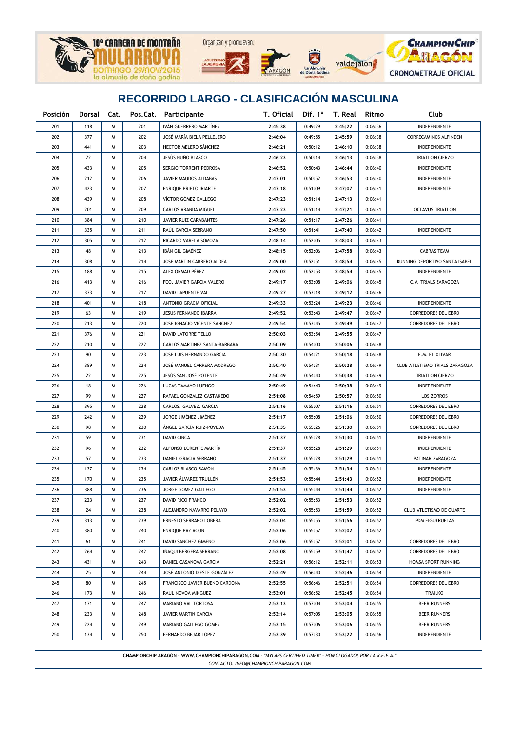## RECORRIDO LARGO - CLASIFICACIÓN MASCULINA

| Posición | Dorsal | Cat. | Pos.Cat. | Participante | T. Oficial | Dif. 1º | T. Real | Ritmo | Club |
|---|---|---|---|---|---|---|---|---|---|
| 201 | 118 | M | 201 | IVÁN GUERRERO MARTÍNEZ | 2:45:38 | 0:49:29 | 2:45:22 | 0:06:36 | INDEPENDIENTE |
| 202 | 377 | M | 202 | JOSÉ MARÍA BIELA PELLEJERO | 2:46:04 | 0:49:55 | 2:45:59 | 0:06:38 | CORRECAMINOS ALFINDEN |
| 203 | 441 | M | 203 | HECTOR MELERO SÁNCHEZ | 2:46:21 | 0:50:12 | 2:46:10 | 0:06:38 | INDEPENDIENTE |
| 204 | 72 | M | 204 | JESÚS NUÑO BLASCO | 2:46:23 | 0:50:14 | 2:46:13 | 0:06:38 | TRIATLON CIERZO |
| 205 | 433 | M | 205 | SERGIO TORRENT PEDROSA | 2:46:52 | 0:50:43 | 2:46:44 | 0:06:40 | INDEPENDIENTE |
| 206 | 212 | M | 206 | JAVIER MAUDOS ALDABAS | 2:47:01 | 0:50:52 | 2:46:53 | 0:06:40 | INDEPENDIENTE |
| 207 | 423 | M | 207 | ENRIQUE PRIETO IRIARTE | 2:47:18 | 0:51:09 | 2:47:07 | 0:06:41 | INDEPENDIENTE |
| 208 | 439 | M | 208 | VÍCTOR GÓMEZ GALLEGO | 2:47:23 | 0:51:14 | 2:47:13 | 0:06:41 | |
| 209 | 201 | M | 209 | CARLOS ARANDA MIGUEL | 2:47:23 | 0:51:14 | 2:47:21 | 0:06:41 | OCTAVUS TRIATLON |
| 210 | 384 | M | 210 | JAVIER RUIZ CARABANTES | 2:47:26 | 0:51:17 | 2:47:26 | 0:06:41 | |
| 211 | 335 | M | 211 | RAÚL GARCIA SERRANO | 2:47:50 | 0:51:41 | 2:47:40 | 0:06:42 | INDEPENDIENTE |
| 212 | 305 | M | 212 | RICARDO VARELA SOMOZA | 2:48:14 | 0:52:05 | 2:48:03 | 0:06:43 | |
| 213 | 48 | M | 213 | IBÁN GIL GIMÉNEZ | 2:48:15 | 0:52:06 | 2:47:58 | 0:06:43 | CABRAS TEAM |
| 214 | 308 | M | 214 | JOSE MARTIN CABRERO ALDEA | 2:49:00 | 0:52:51 | 2:48:54 | 0:06:45 | RUNNING DEPORTIVO SANTA ISABEL |
| 215 | 188 | M | 215 | ALEX ORMAD PÉREZ | 2:49:02 | 0:52:53 | 2:48:54 | 0:06:45 | INDEPENDIENTE |
| 216 | 413 | M | 216 | FCO. JAVIER GARCIA VALERO | 2:49:17 | 0:53:08 | 2:49:06 | 0:06:45 | C.A. TRIALS ZARAGOZA |
| 217 | 373 | M | 217 | DAVID LAPUENTE VAL | 2:49:27 | 0:53:18 | 2:49:12 | 0:06:46 | |
| 218 | 401 | M | 218 | ANTONIO GRACIA OFICIAL | 2:49:33 | 0:53:24 | 2:49:23 | 0:06:46 | INDEPENDIENTE |
| 219 | 63 | M | 219 | JESUS FERNANDO IBARRA | 2:49:52 | 0:53:43 | 2:49:47 | 0:06:47 | CORREDORES DEL EBRO |
| 220 | 213 | M | 220 | JOSE IGNACIO VICENTE SANCHEZ | 2:49:54 | 0:53:45 | 2:49:49 | 0:06:47 | CORREDORES DEL EBRO |
| 221 | 376 | M | 221 | DAVID LATORRE TELLO | 2:50:03 | 0:53:54 | 2:49:55 | 0:06:47 | |
| 222 | 210 | M | 222 | CARLOS MARTINEZ SANTA-BARBARA | 2:50:09 | 0:54:00 | 2:50:06 | 0:06:48 | |
| 223 | 90 | M | 223 | JOSE LUIS HERNANDO GARCIA | 2:50:30 | 0:54:21 | 2:50:18 | 0:06:48 | E.M. EL OLIVAR |
| 224 | 389 | M | 224 | JOSÉ MANUEL CARRERA MODREGO | 2:50:40 | 0:54:31 | 2:50:28 | 0:06:49 | CLUB ATLETISMO TRIALS ZARAGOZA |
| 225 | 22 | M | 225 | JESÚS SAN JOSÉ POTENTE | 2:50:49 | 0:54:40 | 2:50:38 | 0:06:49 | TRIATLON CIERZO |
| 226 | 18 | M | 226 | LUCAS TAMAYO LUENGO | 2:50:49 | 0:54:40 | 2:50:38 | 0:06:49 | INDEPENDIENTE |
| 227 | 99 | M | 227 | RAFAEL GONZALEZ CASTANEDO | 2:51:08 | 0:54:59 | 2:50:57 | 0:06:50 | LOS ZORROS |
| 228 | 395 | M | 228 | CARLOS. GALVEZ. GARCIA | 2:51:16 | 0:55:07 | 2:51:16 | 0:06:51 | CORREDORES DEL EBRO |
| 229 | 242 | M | 229 | JORGE JIMÉNEZ JIMÉNEZ | 2:51:17 | 0:55:08 | 2:51:06 | 0:06:50 | CORREDORES DEL EBRO |
| 230 | 98 | M | 230 | ÁNGEL GARCÍA RUIZ-POVEDA | 2:51:35 | 0:55:26 | 2:51:30 | 0:06:51 | CORREDORES DEL EBRO |
| 231 | 59 | M | 231 | DAVID CINCA | 2:51:37 | 0:55:28 | 2:51:30 | 0:06:51 | INDEPENDIENTE |
| 232 | 96 | M | 232 | ALFONSO LORENTE MARTÍN | 2:51:37 | 0:55:28 | 2:51:29 | 0:06:51 | INDEPENDIENTE |
| 233 | 57 | M | 233 | DANIEL GRACIA SERRANO | 2:51:37 | 0:55:28 | 2:51:29 | 0:06:51 | PATINAR ZARAGOZA |
| 234 | 137 | M | 234 | CARLOS BLASCO RAMÓN | 2:51:45 | 0:55:36 | 2:51:34 | 0:06:51 | INDEPENDIENTE |
| 235 | 170 | M | 235 | JAVIER ÁLVAREZ TRULLÉN | 2:51:53 | 0:55:44 | 2:51:43 | 0:06:52 | INDEPENDIENTE |
| 236 | 388 | M | 236 | JORGE GOMEZ GALLEGO | 2:51:53 | 0:55:44 | 2:51:44 | 0:06:52 | INDEPENDIENTE |
| 237 | 223 | M | 237 | DAVID RICO FRANCO | 2:52:02 | 0:55:53 | 2:51:53 | 0:06:52 | |
| 238 | 24 | M | 238 | ALEJANDRO NAVARRO PELAYO | 2:52:02 | 0:55:53 | 2:51:59 | 0:06:52 | CLUB ATLETISMO DE CUARTE |
| 239 | 313 | M | 239 | ERNESTO SERRANO LOBERA | 2:52:04 | 0:55:55 | 2:51:56 | 0:06:52 | PDM FIGUERUELAS |
| 240 | 380 | M | 240 | ENRIQUE PAZ ACON | 2:52:06 | 0:55:57 | 2:52:02 | 0:06:52 | |
| 241 | 61 | M | 241 | DAVID SANCHEZ GIMENO | 2:52:06 | 0:55:57 | 2:52:01 | 0:06:52 | CORREDORES DEL EBRO |
| 242 | 264 | M | 242 | IÑAQUI BERGERA SERRANO | 2:52:08 | 0:55:59 | 2:51:47 | 0:06:52 | CORREDORES DEL EBRO |
| 243 | 431 | M | 243 | DANIEL CASANOVA GARCIA | 2:52:21 | 0:56:12 | 2:52:11 | 0:06:53 | HOMSA SPORT RUNNING |
| 244 | 25 | M | 244 | JOSÉ ANTONIO DIESTE GONZÁLEZ | 2:52:49 | 0:56:40 | 2:52:46 | 0:06:54 | INDEPENDIENTE |
| 245 | 80 | M | 245 | FRANCISCO JAVIER BUENO CARDONA | 2:52:55 | 0:56:46 | 2:52:51 | 0:06:54 | CORREDORES DEL EBRO |
| 246 | 173 | M | 246 | RAUL NOVOA MINGUEZ | 2:53:01 | 0:56:52 | 2:52:45 | 0:06:54 | TRAILKO |
| 247 | 171 | M | 247 | MARIANO VAL TORTOSA | 2:53:13 | 0:57:04 | 2:53:04 | 0:06:55 | BEER RUNNERS |
| 248 | 233 | M | 248 | JAVIER MARTIN GARCIA | 2:53:14 | 0:57:05 | 2:53:05 | 0:06:55 | BEER RUNNERS |
| 249 | 224 | M | 249 | MARIANO GALLEGO GOMEZ | 2:53:15 | 0:57:06 | 2:53:06 | 0:06:55 | BEER RUNNERS |
| 250 | 134 | M | 250 | FERNANDO BEJAR LOPEZ | 2:53:39 | 0:57:30 | 2:53:22 | 0:06:56 | INDEPENDIENTE |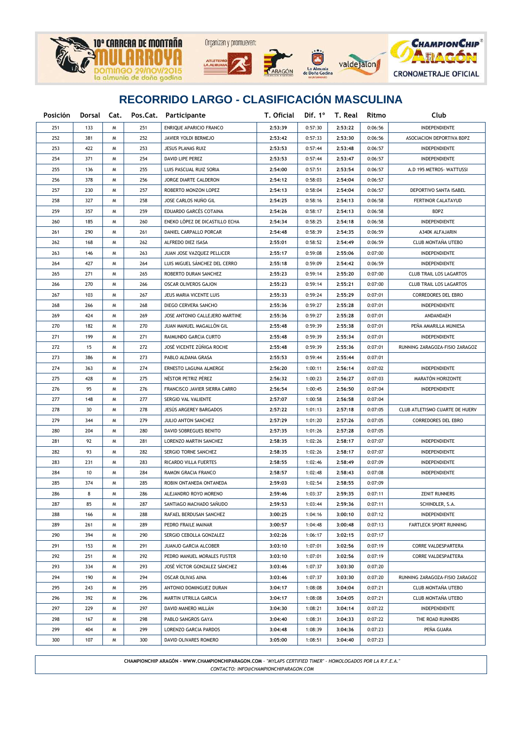## RECORRIDO LARGO - CLASIFICACIÓN MASCULINA

| Posición | Dorsal | Cat. | Pos.Cat. | Participante | T. Oficial | Dif. 1º | T. Real | Ritmo | Club |
|---|---|---|---|---|---|---|---|---|---|
| 251 | 133 | M | 251 | ENRIQUE APARICIO FRANCO | 2:53:39 | 0:57:30 | 2:53:22 | 0:06:56 | INDEPENDIENTE |
| 252 | 381 | M | 252 | JAVIER YOLDI BERMEJO | 2:53:42 | 0:57:33 | 2:53:30 | 0:06:56 | ASOCIACION DEPORTIVA BDPZ |
| 253 | 422 | M | 253 | JESUS PLANAS RUIZ | 2:53:53 | 0:57:44 | 2:53:48 | 0:06:57 | INDEPENDIENTE |
| 254 | 371 | M | 254 | DAVID LIPE PEREZ | 2:53:53 | 0:57:44 | 2:53:47 | 0:06:57 | INDEPENDIENTE |
| 255 | 136 | M | 255 | LUIS PASCUAL RUIZ SORIA | 2:54:00 | 0:57:51 | 2:53:54 | 0:06:57 | A.D 195 METROS- WATTUSSI |
| 256 | 378 | M | 256 | JORGE DIARTE CALDERON | 2:54:12 | 0:58:03 | 2:54:04 | 0:06:57 | |
| 257 | 230 | M | 257 | ROBERTO MONZON LOPEZ | 2:54:13 | 0:58:04 | 2:54:04 | 0:06:57 | DEPORTIVO SANTA ISABEL |
| 258 | 327 | M | 258 | JOSE CARLOS NUÑO GIL | 2:54:25 | 0:58:16 | 2:54:13 | 0:06:58 | FERTINOR CALATAYUD |
| 259 | 357 | M | 259 | EDUARDO GARCÉS COTAINA | 2:54:26 | 0:58:17 | 2:54:13 | 0:06:58 | BDPZ |
| 260 | 185 | M | 260 | ENEKO LÓPEZ DE DICASTILLO ECHA | 2:54:34 | 0:58:25 | 2:54:18 | 0:06:58 | INDEPENDIENTE |
| 261 | 290 | M | 261 | DANIEL CARPALLO PORCAR | 2:54:48 | 0:58:39 | 2:54:35 | 0:06:59 | A340K ALFAJARIN |
| 262 | 168 | M | 262 | ALFREDO DIEZ ISASA | 2:55:01 | 0:58:52 | 2:54:49 | 0:06:59 | CLUB MONTAÑA UTEBO |
| 263 | 146 | M | 263 | JUAN JOSE VAZQUEZ PELLICER | 2:55:17 | 0:59:08 | 2:55:06 | 0:07:00 | INDEPENDIENTE |
| 264 | 427 | M | 264 | LUIS MIGUEL SÁNCHEZ DEL CERRO | 2:55:18 | 0:59:09 | 2:54:42 | 0:06:59 | INDEPENDIENTE |
| 265 | 271 | M | 265 | ROBERTO DURAN SANCHEZ | 2:55:23 | 0:59:14 | 2:55:20 | 0:07:00 | CLUB TRAIL LOS LAGARTOS |
| 266 | 270 | M | 266 | OSCAR OLIVEROS GAJON | 2:55:23 | 0:59:14 | 2:55:21 | 0:07:00 | CLUB TRAIL LOS LAGARTOS |
| 267 | 103 | M | 267 | JEUS MARIA VICENTE LUIS | 2:55:33 | 0:59:24 | 2:55:29 | 0:07:01 | CORREDORES DEL EBRO |
| 268 | 266 | M | 268 | DIEGO CERVERA SANCHO | 2:55:36 | 0:59:27 | 2:55:28 | 0:07:01 | INDEPENDIENTE |
| 269 | 424 | M | 269 | JOSE ANTONIO CALLEJERO MARTINE | 2:55:36 | 0:59:27 | 2:55:28 | 0:07:01 | ANDANDAEH |
| 270 | 182 | M | 270 | JUAN MANUEL MAGALLÓN GIL | 2:55:48 | 0:59:39 | 2:55:38 | 0:07:01 | PEÑA AMARILLA MUNIESA |
| 271 | 199 | M | 271 | RAIMUNDO GARCIA CURTO | 2:55:48 | 0:59:39 | 2:55:34 | 0:07:01 | INDEPENDIENTE |
| 272 | 15 | M | 272 | JOSÉ VICENTE ZÚÑIGA ROCHE | 2:55:48 | 0:59:39 | 2:55:36 | 0:07:01 | RUNNING ZARAGOZA-FISIO ZARAGOZ |
| 273 | 386 | M | 273 | PABLO ALDANA GRASA | 2:55:53 | 0:59:44 | 2:55:44 | 0:07:01 | |
| 274 | 363 | M | 274 | ERNESTO LAGUNA ALMERGE | 2:56:20 | 1:00:11 | 2:56:14 | 0:07:02 | INDEPENDIENTE |
| 275 | 428 | M | 275 | NÉSTOR PETRIZ PÉREZ | 2:56:32 | 1:00:23 | 2:56:27 | 0:07:03 | MARATÓN HORIZONTE |
| 276 | 95 | M | 276 | FRANCISCO JAVIER SIERRA CARRO | 2:56:54 | 1:00:45 | 2:56:50 | 0:07:04 | INDEPENDIENTE |
| 277 | 148 | M | 277 | SERGIO VAL VALIENTE | 2:57:07 | 1:00:58 | 2:56:58 | 0:07:04 | |
| 278 | 30 | M | 278 | JESÚS ARGEREY BARGADOS | 2:57:22 | 1:01:13 | 2:57:18 | 0:07:05 | CLUB ATLETISMO CUARTE DE HUERV |
| 279 | 344 | M | 279 | JULIO ANTON SANCHEZ | 2:57:29 | 1:01:20 | 2:57:26 | 0:07:05 | CORREDORES DEL EBRO |
| 280 | 204 | M | 280 | DAVID SOBREGUES BENITO | 2:57:35 | 1:01:26 | 2:57:28 | 0:07:05 | |
| 281 | 92 | M | 281 | LORENZO MARTIN SANCHEZ | 2:58:35 | 1:02:26 | 2:58:17 | 0:07:07 | INDEPENDIENTE |
| 282 | 93 | M | 282 | SERGIO TORNE SANCHEZ | 2:58:35 | 1:02:26 | 2:58:17 | 0:07:07 | INDEPENDIENTE |
| 283 | 231 | M | 283 | RICARDO VILLA FUERTES | 2:58:55 | 1:02:46 | 2:58:49 | 0:07:09 | INDEPENDIENTE |
| 284 | 10 | M | 284 | RAMON GRACIA FRANCO | 2:58:57 | 1:02:48 | 2:58:43 | 0:07:08 | INDEPENDIENTE |
| 285 | 374 | M | 285 | ROBIN ONTANEDA ONTANEDA | 2:59:03 | 1:02:54 | 2:58:55 | 0:07:09 | |
| 286 | 8 | M | 286 | ALEJANDRO ROYO MORENO | 2:59:46 | 1:03:37 | 2:59:35 | 0:07:11 | ZENIT RUNNERS |
| 287 | 85 | M | 287 | SANTIAGO MACHADO SAÑUDO | 2:59:53 | 1:03:44 | 2:59:36 | 0:07:11 | SCHINDLER, S.A. |
| 288 | 166 | M | 288 | RAFAEL BERDUSAN SANCHEZ | 3:00:25 | 1:04:16 | 3:00:10 | 0:07:12 | INDEPENDIENTE |
| 289 | 261 | M | 289 | PEDRO FRAILE MAINAR | 3:00:57 | 1:04:48 | 3:00:48 | 0:07:13 | FARTLECK SPORT RUNNING |
| 290 | 394 | M | 290 | SERGIO CEBOLLA GONZALEZ | 3:02:26 | 1:06:17 | 3:02:15 | 0:07:17 | |
| 291 | 153 | M | 291 | JUANJO GARCIA ALCOBER | 3:03:10 | 1:07:01 | 3:02:56 | 0:07:19 | CORRE VALDESPARTERA |
| 292 | 251 | M | 292 | PEDRO MANUEL MORALES FUSTER | 3:03:10 | 1:07:01 | 3:02:56 | 0:07:19 | CORRE VALDESPAETERA |
| 293 | 334 | M | 293 | JOSÉ VÍCTOR GONZALEZ SÁNCHEZ | 3:03:46 | 1:07:37 | 3:03:30 | 0:07:20 | |
| 294 | 190 | M | 294 | OSCAR OLIVAS AINA | 3:03:46 | 1:07:37 | 3:03:30 | 0:07:20 | RUNNING ZARAGOZA-FISIO ZARAGOZ |
| 295 | 243 | M | 295 | ANTONIO DOMINGUEZ DURAN | 3:04:17 | 1:08:08 | 3:04:04 | 0:07:21 | CLUB MONTAÑA UTEBO |
| 296 | 392 | M | 296 | MARTIN UTRILLA GARCIA | 3:04:17 | 1:08:08 | 3:04:05 | 0:07:21 | CLUB MONTAÑA UTEBO |
| 297 | 229 | M | 297 | DAVID MANERO MILLÁN | 3:04:30 | 1:08:21 | 3:04:14 | 0:07:22 | INDEPENDIENTE |
| 298 | 167 | M | 298 | PABLO SANGROS GAYA | 3:04:40 | 1:08:31 | 3:04:33 | 0:07:22 | THE ROAD RUNNERS |
| 299 | 404 | M | 299 | LORENZO GARCIA PARDOS | 3:04:48 | 1:08:39 | 3:04:36 | 0:07:23 | PEÑA GUARA |
| 300 | 107 | M | 300 | DAVID OLIVARES ROMERO | 3:05:00 | 1:08:51 | 3:04:40 | 0:07:23 | |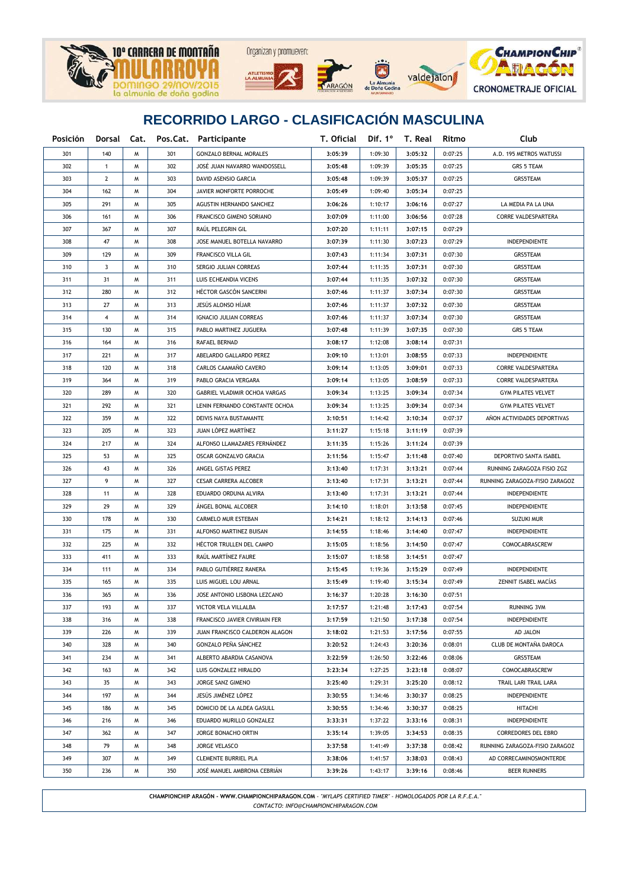# RECORRIDO LARGO - CLASIFICACIÓN MASCULINA

| Posición | Dorsal | Cat. | Pos.Cat. | Participante | T. Oficial | Dif. 1º | T. Real | Ritmo | Club |
|---|---|---|---|---|---|---|---|---|---|
| 301 | 140 | M | 301 | GONZALO BERNAL MORALES | 3:05:39 | 1:09:30 | 3:05:32 | 0:07:25 | A.D. 195 METROS WATUSSI |
| 302 | 1 | M | 302 | JOSÉ JUAN NAVARRO WANDOSSELL | 3:05:48 | 1:09:39 | 3:05:35 | 0:07:25 | GRS 5 TEAM |
| 303 | 2 | M | 303 | DAVID ASENSIO GARCIA | 3:05:48 | 1:09:39 | 3:05:37 | 0:07:25 | GRS5TEAM |
| 304 | 162 | M | 304 | JAVIER MONFORTE PORROCHE | 3:05:49 | 1:09:40 | 3:05:34 | 0:07:25 | |
| 305 | 291 | M | 305 | AGUSTIN HERNANDO SANCHEZ | 3:06:26 | 1:10:17 | 3:06:16 | 0:07:27 | LA MEDIA PA LA UNA |
| 306 | 161 | M | 306 | FRANCISCO GIMENO SORIANO | 3:07:09 | 1:11:00 | 3:06:56 | 0:07:28 | CORRE VALDESPARTERA |
| 307 | 367 | M | 307 | RAÚL PELEGRIN GIL | 3:07:20 | 1:11:11 | 3:07:15 | 0:07:29 | |
| 308 | 47 | M | 308 | JOSE MANUEL BOTELLA NAVARRO | 3:07:39 | 1:11:30 | 3:07:23 | 0:07:29 | INDEPENDIENTE |
| 309 | 129 | M | 309 | FRANCISCO VILLA GIL | 3:07:43 | 1:11:34 | 3:07:31 | 0:07:30 | GRS5TEAM |
| 310 | 3 | M | 310 | SERGIO JULIAN CORREAS | 3:07:44 | 1:11:35 | 3:07:31 | 0:07:30 | GRS5TEAM |
| 311 | 31 | M | 311 | LUIS ECHEANDIA VICENS | 3:07:44 | 1:11:35 | 3:07:32 | 0:07:30 | GRS5TEAM |
| 312 | 280 | M | 312 | HÉCTOR GASCÓN SANCERNI | 3:07:46 | 1:11:37 | 3:07:34 | 0:07:30 | GRS5TEAM |
| 313 | 27 | M | 313 | JESÚS ALONSO HÍJAR | 3:07:46 | 1:11:37 | 3:07:32 | 0:07:30 | GRS5TEAM |
| 314 | 4 | M | 314 | IGNACIO JULIAN CORREAS | 3:07:46 | 1:11:37 | 3:07:34 | 0:07:30 | GRS5TEAM |
| 315 | 130 | M | 315 | PABLO MARTINEZ JUGUERA | 3:07:48 | 1:11:39 | 3:07:35 | 0:07:30 | GRS 5 TEAM |
| 316 | 164 | M | 316 | RAFAEL BERNAD | 3:08:17 | 1:12:08 | 3:08:14 | 0:07:31 | |
| 317 | 221 | M | 317 | ABELARDO GALLARDO PEREZ | 3:09:10 | 1:13:01 | 3:08:55 | 0:07:33 | INDEPENDIENTE |
| 318 | 120 | M | 318 | CARLOS CAAMAÑO CAVERO | 3:09:14 | 1:13:05 | 3:09:01 | 0:07:33 | CORRE VALDESPARTERA |
| 319 | 364 | M | 319 | PABLO GRACIA VERGARA | 3:09:14 | 1:13:05 | 3:08:59 | 0:07:33 | CORRE VALDESPARTERA |
| 320 | 289 | M | 320 | GABRIEL VLADIMIR OCHOA VARGAS | 3:09:34 | 1:13:25 | 3:09:34 | 0:07:34 | GYM PILATES VELVET |
| 321 | 292 | M | 321 | LENIN FERNANDO CONSTANTE OCHOA | 3:09:34 | 1:13:25 | 3:09:34 | 0:07:34 | GYM PILATES VELVET |
| 322 | 359 | M | 322 | DEIVIS NAYA BUSTAMANTE | 3:10:51 | 1:14:42 | 3:10:34 | 0:07:37 | AÑON ACTIVIDADES DEPORTIVAS |
| 323 | 205 | M | 323 | JUAN LÓPEZ MARTÍNEZ | 3:11:27 | 1:15:18 | 3:11:19 | 0:07:39 | |
| 324 | 217 | M | 324 | ALFONSO LLAMAZARES FERNÁNDEZ | 3:11:35 | 1:15:26 | 3:11:24 | 0:07:39 | |
| 325 | 53 | M | 325 | OSCAR GONZALVO GRACIA | 3:11:56 | 1:15:47 | 3:11:48 | 0:07:40 | DEPORTIVO SANTA ISABEL |
| 326 | 43 | M | 326 | ANGEL GISTAS PEREZ | 3:13:40 | 1:17:31 | 3:13:21 | 0:07:44 | RUNNING ZARAGOZA FISIO ZGZ |
| 327 | 9 | M | 327 | CESAR CARRERA ALCOBER | 3:13:40 | 1:17:31 | 3:13:21 | 0:07:44 | RUNNING ZARAGOZA-FISIO ZARAGOZ |
| 328 | 11 | M | 328 | EDUARDO ORDUNA ALVIRA | 3:13:40 | 1:17:31 | 3:13:21 | 0:07:44 | INDEPENDIENTE |
| 329 | 29 | M | 329 | ÁNGEL BONAL ALCOBER | 3:14:10 | 1:18:01 | 3:13:58 | 0:07:45 | INDEPENDIENTE |
| 330 | 178 | M | 330 | CARMELO MUR ESTEBAN | 3:14:21 | 1:18:12 | 3:14:13 | 0:07:46 | SUZUKI MUR |
| 331 | 175 | M | 331 | ALFONSO MARTINEZ BUISAN | 3:14:55 | 1:18:46 | 3:14:40 | 0:07:47 | INDEPENDIENTE |
| 332 | 225 | M | 332 | HÉCTOR TRULLEN DEL CAMPO | 3:15:05 | 1:18:56 | 3:14:50 | 0:07:47 | COMOCABRASCREW |
| 333 | 411 | M | 333 | RAÚL MARTÍNEZ FAURE | 3:15:07 | 1:18:58 | 3:14:51 | 0:07:47 | |
| 334 | 111 | M | 334 | PABLO GUTIÉRREZ RANERA | 3:15:45 | 1:19:36 | 3:15:29 | 0:07:49 | INDEPENDIENTE |
| 335 | 165 | M | 335 | LUIS MIGUEL LOU ARNAL | 3:15:49 | 1:19:40 | 3:15:34 | 0:07:49 | ZENNIT ISABEL MACÍAS |
| 336 | 365 | M | 336 | JOSE ANTONIO LISBONA LEZCANO | 3:16:37 | 1:20:28 | 3:16:30 | 0:07:51 | |
| 337 | 193 | M | 337 | VICTOR VELA VILLALBA | 3:17:57 | 1:21:48 | 3:17:43 | 0:07:54 | RUNNING 3VM |
| 338 | 316 | M | 338 | FRANCISCO JAVIER CIVIRIAIN FER | 3:17:59 | 1:21:50 | 3:17:38 | 0:07:54 | INDEPENDIENTE |
| 339 | 226 | M | 339 | JUAN FRANCISCO CALDERON ALAGON | 3:18:02 | 1:21:53 | 3:17:56 | 0:07:55 | AD JALON |
| 340 | 328 | M | 340 | GONZALO PEÑA SÁNCHEZ | 3:20:52 | 1:24:43 | 3:20:36 | 0:08:01 | CLUB DE MONTAÑA DAROCA |
| 341 | 234 | M | 341 | ALBERTO ABARDIA CASANOVA | 3:22:59 | 1:26:50 | 3:22:46 | 0:08:06 | GRS5TEAM |
| 342 | 163 | M | 342 | LUIS GONZALEZ HIRALDO | 3:23:34 | 1:27:25 | 3:23:18 | 0:08:07 | COMOCABRASCREW |
| 343 | 35 | M | 343 | JORGE SANZ GIMENO | 3:25:40 | 1:29:31 | 3:25:20 | 0:08:12 | TRAIL LARI TRAIL LARA |
| 344 | 197 | M | 344 | JESÚS JIMÉNEZ LÓPEZ | 3:30:55 | 1:34:46 | 3:30:37 | 0:08:25 | INDEPENDIENTE |
| 345 | 186 | M | 345 | DOMICIO DE LA ALDEA GASULL | 3:30:55 | 1:34:46 | 3:30:37 | 0:08:25 | HITACHI |
| 346 | 216 | M | 346 | EDUARDO MURILLO GONZALEZ | 3:33:31 | 1:37:22 | 3:33:16 | 0:08:31 | INDEPENDIENTE |
| 347 | 362 | M | 347 | JORGE BONACHO ORTIN | 3:35:14 | 1:39:05 | 3:34:53 | 0:08:35 | CORREDORES DEL EBRO |
| 348 | 79 | M | 348 | JORGE VELASCO | 3:37:58 | 1:41:49 | 3:37:38 | 0:08:42 | RUNNING ZARAGOZA-FISIO ZARAGOZ |
| 349 | 307 | M | 349 | CLEMENTE BURRIEL PLA | 3:38:06 | 1:41:57 | 3:38:03 | 0:08:43 | AD CORRECAMINOSMONTERDE |
| 350 | 236 | M | 350 | JOSÉ MANUEL AMBRONA CEBRIÁN | 3:39:26 | 1:43:17 | 3:39:16 | 0:08:46 | BEER RUNNERS |

**CHAMPIONCHIP ARAGÓN - WWW.CHAMPIONCHIPARAGON.COM** - *"MYLAPS CERTIFIED TIMER" - HOMOLOGADOS POR LA R.F.E.A."*
*CONTACTO: INFO@CHAMPIONCHIPARAGON.COM*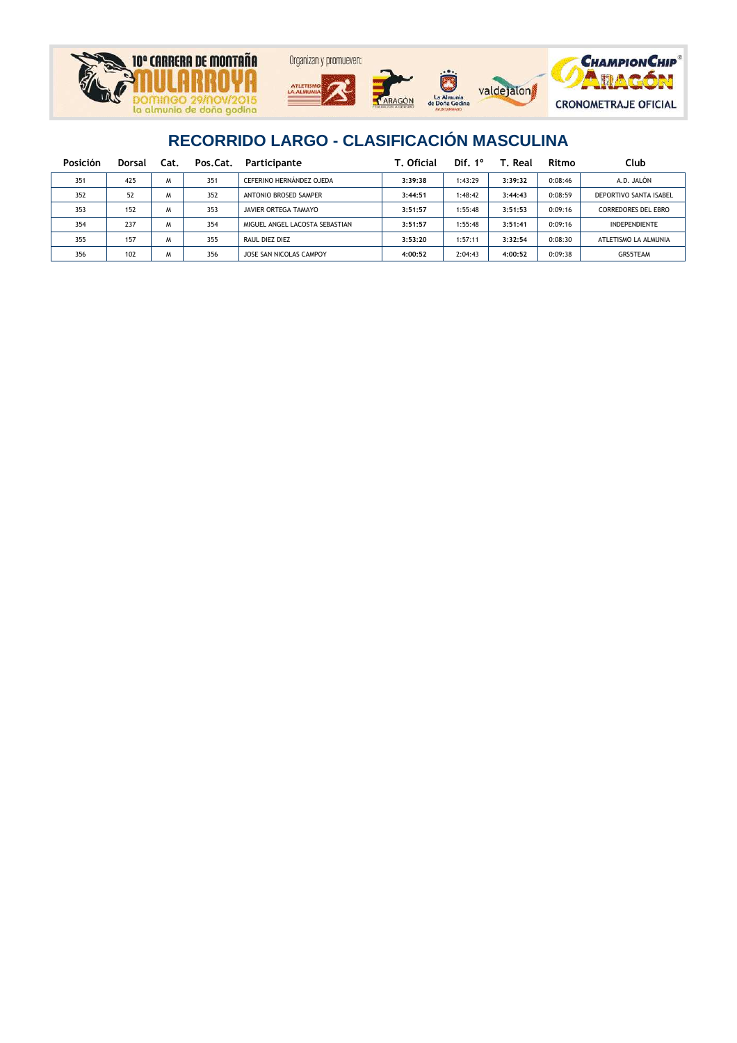## RECORRIDO LARGO - CLASIFICACIÓN MASCULINA

| Posición | Dorsal | Cat. | Pos.Cat. | Participante | T. Oficial | Dif. 1º | T. Real | Ritmo | Club |
|---|---|---|---|---|---|---|---|---|---|
| 351 | 425 | M | 351 | CEFERINO HERNÁNDEZ OJEDA | **3:39:38** | 1:43:29 | **3:39:32** | 0:08:46 | A.D. JALÓN |
| 352 | 52 | M | 352 | ANTONIO BROSED SAMPER | **3:44:51** | 1:48:42 | **3:44:43** | 0:08:59 | DEPORTIVO SANTA ISABEL |
| 353 | 152 | M | 353 | JAVIER ORTEGA TAMAYO | **3:51:57** | 1:55:48 | **3:51:53** | 0:09:16 | CORREDORES DEL EBRO |
| 354 | 237 | M | 354 | MIGUEL ANGEL LACOSTA SEBASTIAN | **3:51:57** | 1:55:48 | **3:51:41** | 0:09:16 | INDEPENDIENTE |
| 355 | 157 | M | 355 | RAUL DIEZ DIEZ | **3:53:20** | 1:57:11 | **3:32:54** | 0:08:30 | ATLETISMO LA ALMUNIA |
| 356 | 102 | M | 356 | JOSE SAN NICOLAS CAMPOY | **4:00:52** | 2:04:43 | **4:00:52** | 0:09:38 | GRS5TEAM |